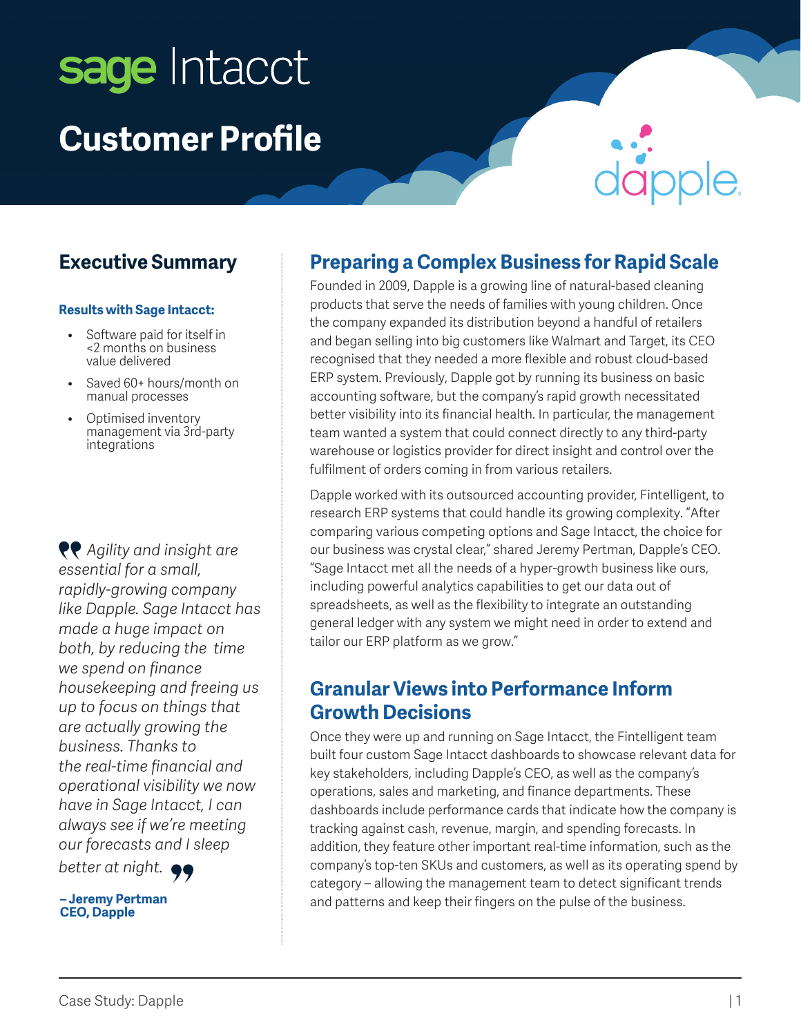sage Intacct

# Customer Profile

dapple

## Executive Summary

**Results with Sage Intacct:**

- Software paid for itself in <2 months on business value delivered
- Saved 60+ hours/month on manual processes
- Optimised inventory management via 3rd-party integrations

*"Agility and insight are essential for a small, rapidly-growing company like Dapple. Sage Intacct has made a huge impact on both, by reducing the time we spend on finance housekeeping and freeing us up to focus on things that are actually growing the business. Thanks to the real-time financial and operational visibility we now have in Sage Intacct, I can always see if we're meeting our forecasts and I sleep better at night."*

**– Jeremy Pertman**
**CEO, Dapple**

## Preparing a Complex Business for Rapid Scale

Founded in 2009, Dapple is a growing line of natural-based cleaning products that serve the needs of families with young children. Once the company expanded its distribution beyond a handful of retailers and began selling into big customers like Walmart and Target, its CEO recognised that they needed a more flexible and robust cloud-based ERP system. Previously, Dapple got by running its business on basic accounting software, but the company's rapid growth necessitated better visibility into its financial health. In particular, the management team wanted a system that could connect directly to any third-party warehouse or logistics provider for direct insight and control over the fulfilment of orders coming in from various retailers.

Dapple worked with its outsourced accounting provider, Fintelligent, to research ERP systems that could handle its growing complexity. "After comparing various competing options and Sage Intacct, the choice for our business was crystal clear," shared Jeremy Pertman, Dapple's CEO. "Sage Intacct met all the needs of a hyper-growth business like ours, including powerful analytics capabilities to get our data out of spreadsheets, as well as the flexibility to integrate an outstanding general ledger with any system we might need in order to extend and tailor our ERP platform as we grow."

## Granular Views into Performance Inform Growth Decisions

Once they were up and running on Sage Intacct, the Fintelligent team built four custom Sage Intacct dashboards to showcase relevant data for key stakeholders, including Dapple's CEO, as well as the company's operations, sales and marketing, and finance departments. These dashboards include performance cards that indicate how the company is tracking against cash, revenue, margin, and spending forecasts. In addition, they feature other important real-time information, such as the company's top-ten SKUs and customers, as well as its operating spend by category – allowing the management team to detect significant trends and patterns and keep their fingers on the pulse of the business.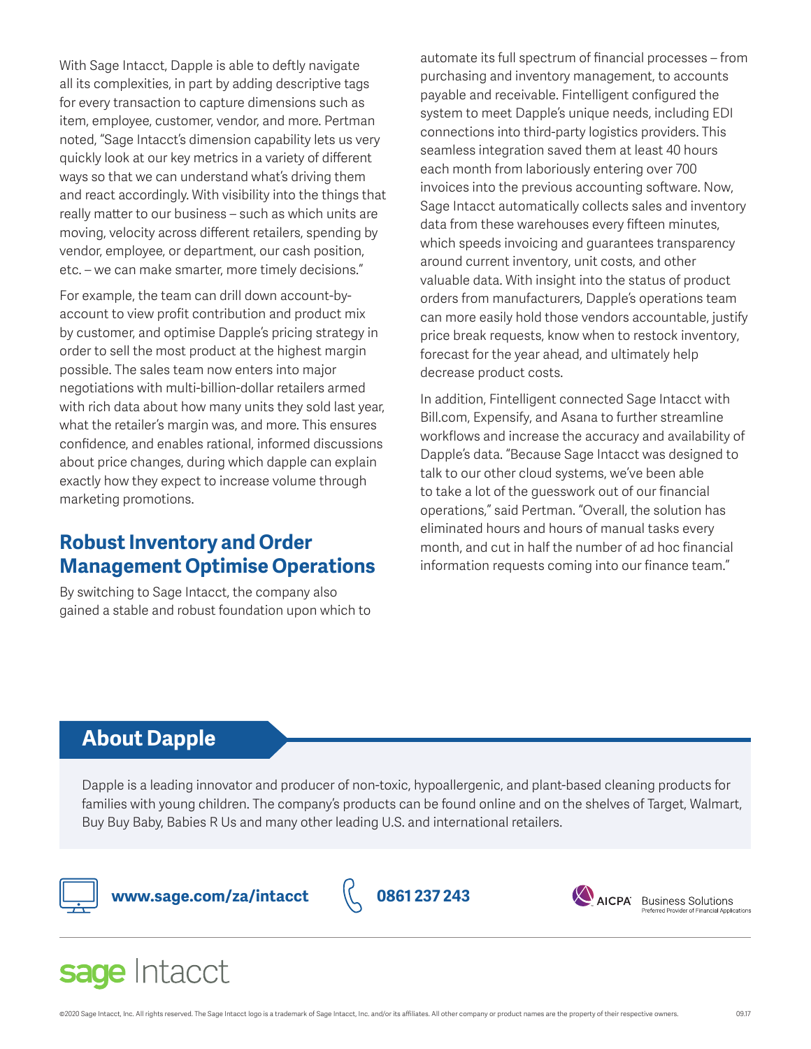With Sage Intacct, Dapple is able to deftly navigate all its complexities, in part by adding descriptive tags for every transaction to capture dimensions such as item, employee, customer, vendor, and more. Pertman noted, "Sage Intacct's dimension capability lets us very quickly look at our key metrics in a variety of different ways so that we can understand what's driving them and react accordingly. With visibility into the things that really matter to our business – such as which units are moving, velocity across different retailers, spending by vendor, employee, or department, our cash position, etc. – we can make smarter, more timely decisions."

For example, the team can drill down account-by-account to view profit contribution and product mix by customer, and optimise Dapple's pricing strategy in order to sell the most product at the highest margin possible. The sales team now enters into major negotiations with multi-billion-dollar retailers armed with rich data about how many units they sold last year, what the retailer's margin was, and more. This ensures confidence, and enables rational, informed discussions about price changes, during which dapple can explain exactly how they expect to increase volume through marketing promotions.

## Robust Inventory and Order Management Optimise Operations

By switching to Sage Intacct, the company also gained a stable and robust foundation upon which to automate its full spectrum of financial processes – from purchasing and inventory management, to accounts payable and receivable. Fintelligent configured the system to meet Dapple's unique needs, including EDI connections into third-party logistics providers. This seamless integration saved them at least 40 hours each month from laboriously entering over 700 invoices into the previous accounting software. Now, Sage Intacct automatically collects sales and inventory data from these warehouses every fifteen minutes, which speeds invoicing and guarantees transparency around current inventory, unit costs, and other valuable data. With insight into the status of product orders from manufacturers, Dapple's operations team can more easily hold those vendors accountable, justify price break requests, know when to restock inventory, forecast for the year ahead, and ultimately help decrease product costs.

In addition, Fintelligent connected Sage Intacct with Bill.com, Expensify, and Asana to further streamline workflows and increase the accuracy and availability of Dapple's data. "Because Sage Intacct was designed to talk to our other cloud systems, we've been able to take a lot of the guesswork out of our financial operations," said Pertman. "Overall, the solution has eliminated hours and hours of manual tasks every month, and cut in half the number of ad hoc financial information requests coming into our finance team."

## About Dapple

Dapple is a leading innovator and producer of non-toxic, hypoallergenic, and plant-based cleaning products for families with young children. The company's products can be found online and on the shelves of Target, Walmart, Buy Buy Baby, Babies R Us and many other leading U.S. and international retailers.

**www.sage.com/za/intacct** **0861 237 243**

AICPA Business Solutions
Preferred Provider of Financial Applications

sage Intacct

©2020 Sage Intacct, Inc. All rights reserved. The Sage Intacct logo is a trademark of Sage Intacct, Inc. and/or its affiliates. All other company or product names are the property of their respective owners. 09.17